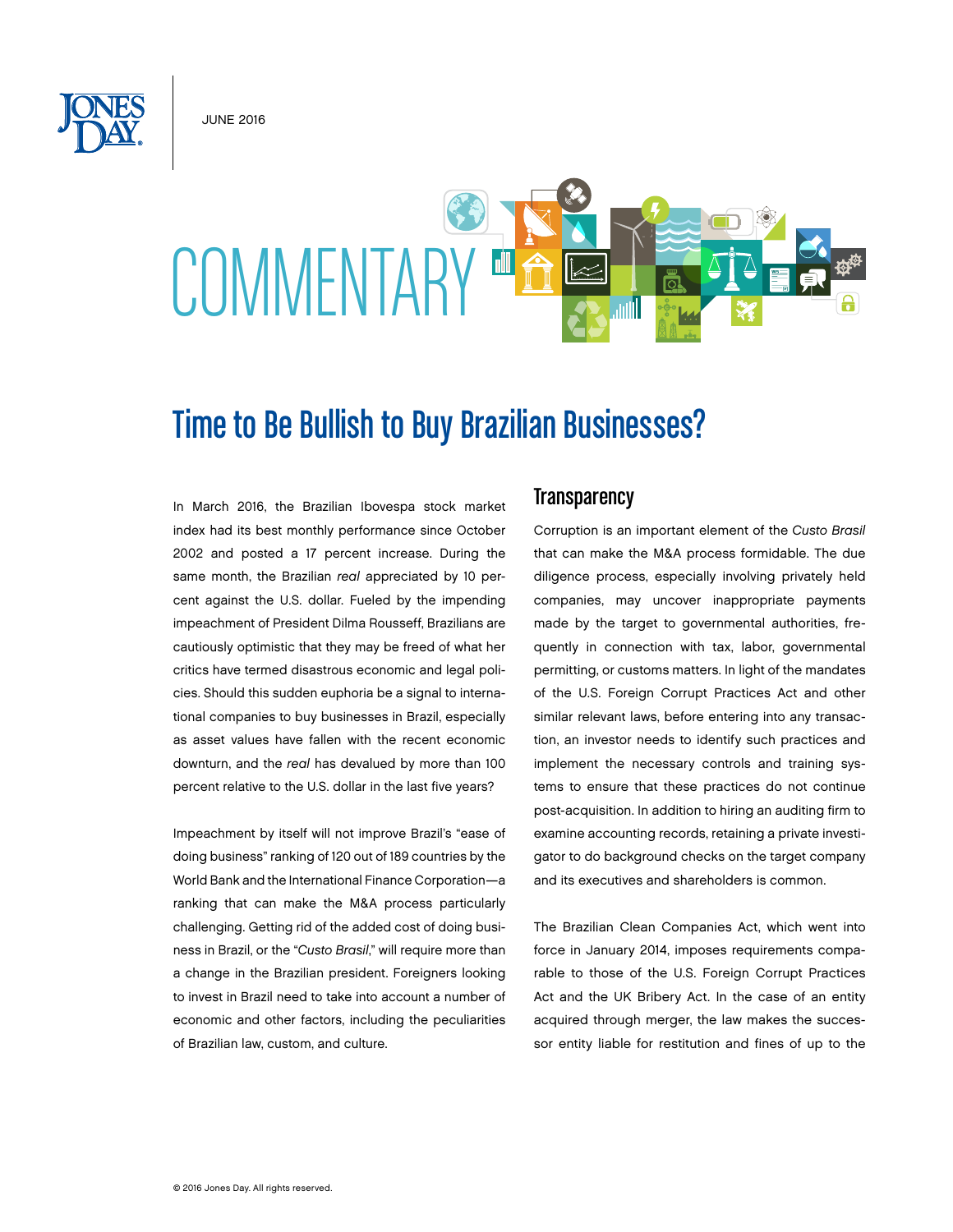JUNE 2016

COMMENTARY

# Time to Be Bullish to Buy Brazilian Businesses?

In March 2016, the Brazilian Ibovespa stock market index had its best monthly performance since October 2002 and posted a 17 percent increase. During the same month, the Brazilian *real* appreciated by 10 percent against the U.S. dollar. Fueled by the impending impeachment of President Dilma Rousseff, Brazilians are cautiously optimistic that they may be freed of what her critics have termed disastrous economic and legal policies. Should this sudden euphoria be a signal to international companies to buy businesses in Brazil, especially as asset values have fallen with the recent economic downturn, and the *real* has devalued by more than 100 percent relative to the U.S. dollar in the last five years?

Impeachment by itself will not improve Brazil's "ease of doing business" ranking of 120 out of 189 countries by the World Bank and the International Finance Corporation—a ranking that can make the M&A process particularly challenging. Getting rid of the added cost of doing business in Brazil, or the "*Custo Brasil*," will require more than a change in the Brazilian president. Foreigners looking to invest in Brazil need to take into account a number of economic and other factors, including the peculiarities of Brazilian law, custom, and culture.

## Transparency

Corruption is an important element of the *Custo Brasil* that can make the M&A process formidable. The due diligence process, especially involving privately held companies, may uncover inappropriate payments made by the target to governmental authorities, frequently in connection with tax, labor, governmental permitting, or customs matters. In light of the mandates of the U.S. Foreign Corrupt Practices Act and other similar relevant laws, before entering into any transaction, an investor needs to identify such practices and implement the necessary controls and training systems to ensure that these practices do not continue post-acquisition. In addition to hiring an auditing firm to examine accounting records, retaining a private investigator to do background checks on the target company and its executives and shareholders is common.

The Brazilian Clean Companies Act, which went into force in January 2014, imposes requirements comparable to those of the U.S. Foreign Corrupt Practices Act and the UK Bribery Act. In the case of an entity acquired through merger, the law makes the successor entity liable for restitution and fines of up to the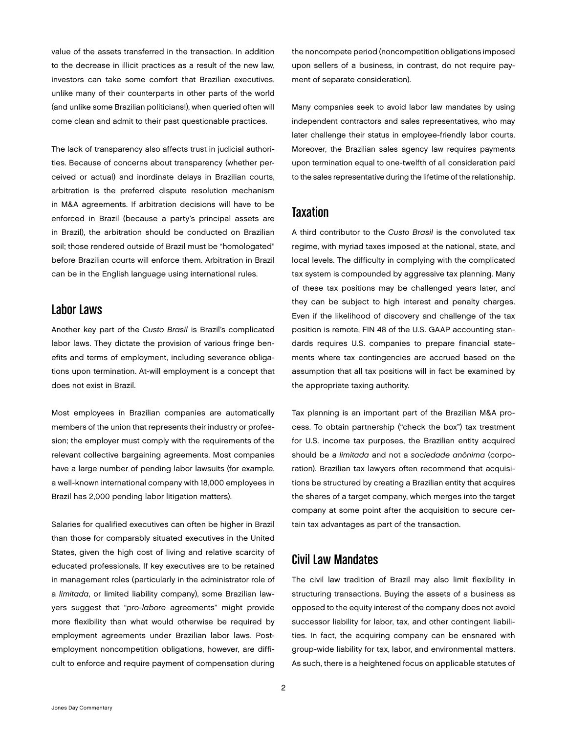value of the assets transferred in the transaction. In addition to the decrease in illicit practices as a result of the new law, investors can take some comfort that Brazilian executives, unlike many of their counterparts in other parts of the world (and unlike some Brazilian politicians!), when queried often will come clean and admit to their past questionable practices.

The lack of transparency also affects trust in judicial authorities. Because of concerns about transparency (whether perceived or actual) and inordinate delays in Brazilian courts, arbitration is the preferred dispute resolution mechanism in M&A agreements. If arbitration decisions will have to be enforced in Brazil (because a party's principal assets are in Brazil), the arbitration should be conducted on Brazilian soil; those rendered outside of Brazil must be "homologated" before Brazilian courts will enforce them. Arbitration in Brazil can be in the English language using international rules.

## Labor Laws

Another key part of the *Custo Brasil* is Brazil's complicated labor laws. They dictate the provision of various fringe benefits and terms of employment, including severance obligations upon termination. At-will employment is a concept that does not exist in Brazil.

Most employees in Brazilian companies are automatically members of the union that represents their industry or profession; the employer must comply with the requirements of the relevant collective bargaining agreements. Most companies have a large number of pending labor lawsuits (for example, a well-known international company with 18,000 employees in Brazil has 2,000 pending labor litigation matters).

Salaries for qualified executives can often be higher in Brazil than those for comparably situated executives in the United States, given the high cost of living and relative scarcity of educated professionals. If key executives are to be retained in management roles (particularly in the administrator role of a *limitada*, or limited liability company), some Brazilian lawyers suggest that "*pro-labore* agreements" might provide more flexibility than what would otherwise be required by employment agreements under Brazilian labor laws. Post-employment noncompetition obligations, however, are difficult to enforce and require payment of compensation during the noncompete period (noncompetition obligations imposed upon sellers of a business, in contrast, do not require payment of separate consideration).

Many companies seek to avoid labor law mandates by using independent contractors and sales representatives, who may later challenge their status in employee-friendly labor courts. Moreover, the Brazilian sales agency law requires payments upon termination equal to one-twelfth of all consideration paid to the sales representative during the lifetime of the relationship.

## Taxation

A third contributor to the *Custo Brasil* is the convoluted tax regime, with myriad taxes imposed at the national, state, and local levels. The difficulty in complying with the complicated tax system is compounded by aggressive tax planning. Many of these tax positions may be challenged years later, and they can be subject to high interest and penalty charges. Even if the likelihood of discovery and challenge of the tax position is remote, FIN 48 of the U.S. GAAP accounting standards requires U.S. companies to prepare financial statements where tax contingencies are accrued based on the assumption that all tax positions will in fact be examined by the appropriate taxing authority.

Tax planning is an important part of the Brazilian M&A process. To obtain partnership ("check the box") tax treatment for U.S. income tax purposes, the Brazilian entity acquired should be a *limitada* and not a *sociedade anônima* (corporation). Brazilian tax lawyers often recommend that acquisitions be structured by creating a Brazilian entity that acquires the shares of a target company, which merges into the target company at some point after the acquisition to secure certain tax advantages as part of the transaction.

## Civil Law Mandates

The civil law tradition of Brazil may also limit flexibility in structuring transactions. Buying the assets of a business as opposed to the equity interest of the company does not avoid successor liability for labor, tax, and other contingent liabilities. In fact, the acquiring company can be ensnared with group-wide liability for tax, labor, and environmental matters. As such, there is a heightened focus on applicable statutes of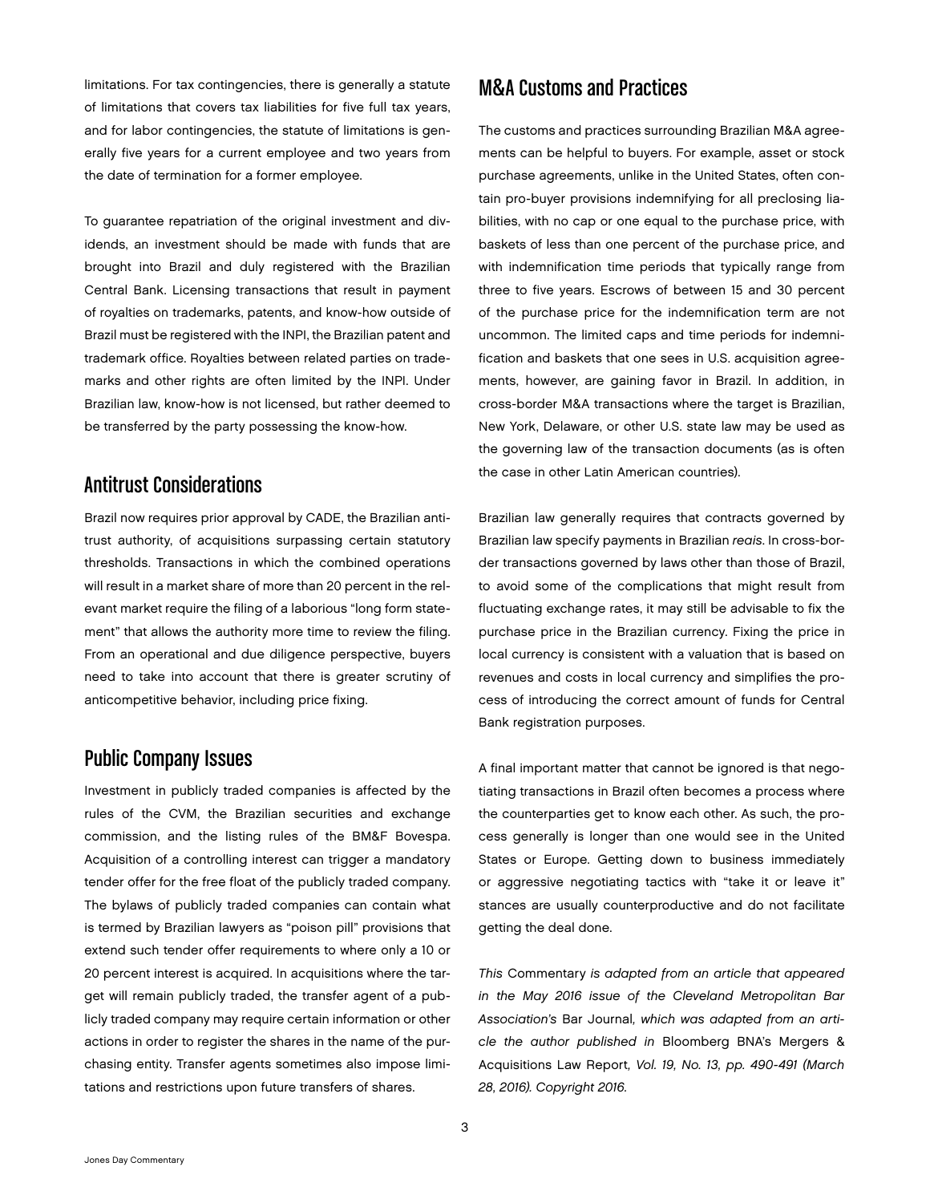limitations. For tax contingencies, there is generally a statute of limitations that covers tax liabilities for five full tax years, and for labor contingencies, the statute of limitations is generally five years for a current employee and two years from the date of termination for a former employee.

To guarantee repatriation of the original investment and dividends, an investment should be made with funds that are brought into Brazil and duly registered with the Brazilian Central Bank. Licensing transactions that result in payment of royalties on trademarks, patents, and know-how outside of Brazil must be registered with the INPI, the Brazilian patent and trademark office. Royalties between related parties on trademarks and other rights are often limited by the INPI. Under Brazilian law, know-how is not licensed, but rather deemed to be transferred by the party possessing the know-how.

## Antitrust Considerations

Brazil now requires prior approval by CADE, the Brazilian antitrust authority, of acquisitions surpassing certain statutory thresholds. Transactions in which the combined operations will result in a market share of more than 20 percent in the relevant market require the filing of a laborious "long form statement" that allows the authority more time to review the filing. From an operational and due diligence perspective, buyers need to take into account that there is greater scrutiny of anticompetitive behavior, including price fixing.

## Public Company Issues

Investment in publicly traded companies is affected by the rules of the CVM, the Brazilian securities and exchange commission, and the listing rules of the BM&F Bovespa. Acquisition of a controlling interest can trigger a mandatory tender offer for the free float of the publicly traded company. The bylaws of publicly traded companies can contain what is termed by Brazilian lawyers as "poison pill" provisions that extend such tender offer requirements to where only a 10 or 20 percent interest is acquired. In acquisitions where the target will remain publicly traded, the transfer agent of a publicly traded company may require certain information or other actions in order to register the shares in the name of the purchasing entity. Transfer agents sometimes also impose limitations and restrictions upon future transfers of shares.

## M&A Customs and Practices

The customs and practices surrounding Brazilian M&A agreements can be helpful to buyers. For example, asset or stock purchase agreements, unlike in the United States, often contain pro-buyer provisions indemnifying for all preclosing liabilities, with no cap or one equal to the purchase price, with baskets of less than one percent of the purchase price, and with indemnification time periods that typically range from three to five years. Escrows of between 15 and 30 percent of the purchase price for the indemnification term are not uncommon. The limited caps and time periods for indemnification and baskets that one sees in U.S. acquisition agreements, however, are gaining favor in Brazil. In addition, in cross-border M&A transactions where the target is Brazilian, New York, Delaware, or other U.S. state law may be used as the governing law of the transaction documents (as is often the case in other Latin American countries).

Brazilian law generally requires that contracts governed by Brazilian law specify payments in Brazilian *reais*. In cross-border transactions governed by laws other than those of Brazil, to avoid some of the complications that might result from fluctuating exchange rates, it may still be advisable to fix the purchase price in the Brazilian currency. Fixing the price in local currency is consistent with a valuation that is based on revenues and costs in local currency and simplifies the process of introducing the correct amount of funds for Central Bank registration purposes.

A final important matter that cannot be ignored is that negotiating transactions in Brazil often becomes a process where the counterparties get to know each other. As such, the process generally is longer than one would see in the United States or Europe. Getting down to business immediately or aggressive negotiating tactics with "take it or leave it" stances are usually counterproductive and do not facilitate getting the deal done.

*This* Commentary *is adapted from an article that appeared in the May 2016 issue of the Cleveland Metropolitan Bar Association's* Bar Journal*, which was adapted from an article the author published in* Bloomberg BNA's Mergers & Acquisitions Law Report*, Vol. 19, No. 13, pp. 490-491 (March 28, 2016). Copyright 2016.*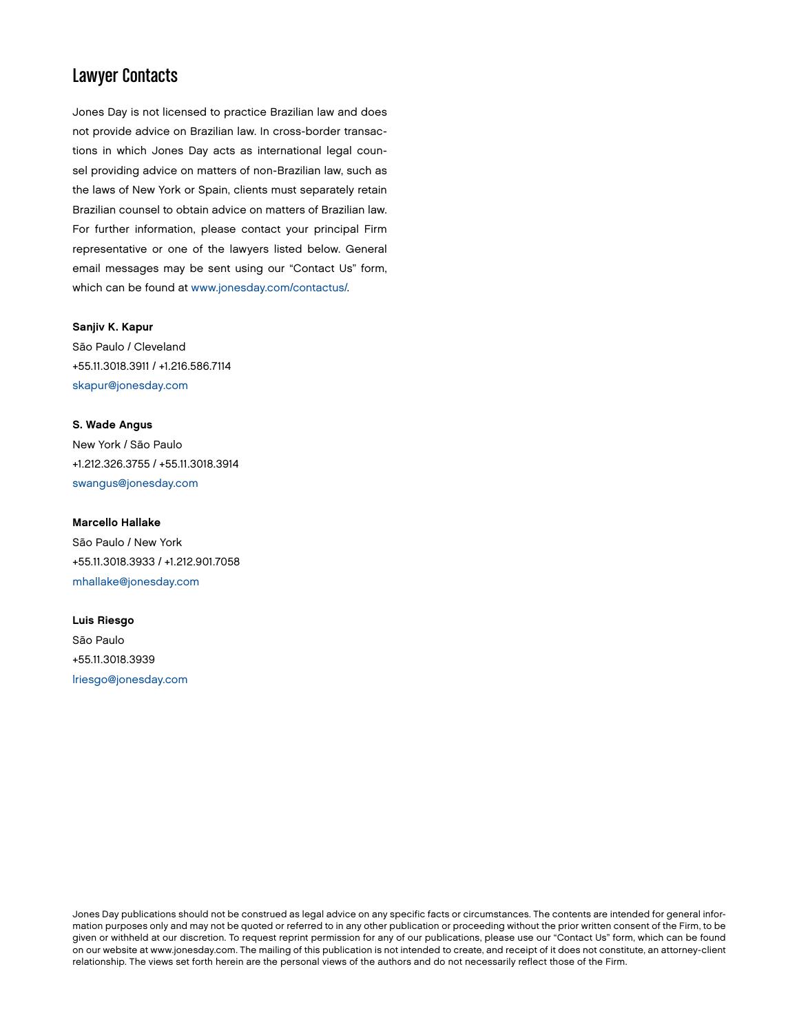## Lawyer Contacts

Jones Day is not licensed to practice Brazilian law and does not provide advice on Brazilian law. In cross-border transactions in which Jones Day acts as international legal counsel providing advice on matters of non-Brazilian law, such as the laws of New York or Spain, clients must separately retain Brazilian counsel to obtain advice on matters of Brazilian law. For further information, please contact your principal Firm representative or one of the lawyers listed below. General email messages may be sent using our "Contact Us" form, which can be found at www.jonesday.com/contactus/.

**Sanjiv K. Kapur**
São Paulo / Cleveland
+55.11.3018.3911 / +1.216.586.7114
skapur@jonesday.com

**S. Wade Angus**
New York / São Paulo
+1.212.326.3755 / +55.11.3018.3914
swangus@jonesday.com

**Marcello Hallake**
São Paulo / New York
+55.11.3018.3933 / +1.212.901.7058
mhallake@jonesday.com

**Luis Riesgo**
São Paulo
+55.11.3018.3939
lriesgo@jonesday.com

Jones Day publications should not be construed as legal advice on any specific facts or circumstances. The contents are intended for general information purposes only and may not be quoted or referred to in any other publication or proceeding without the prior written consent of the Firm, to be given or withheld at our discretion. To request reprint permission for any of our publications, please use our "Contact Us" form, which can be found on our website at www.jonesday.com. The mailing of this publication is not intended to create, and receipt of it does not constitute, an attorney-client relationship. The views set forth herein are the personal views of the authors and do not necessarily reflect those of the Firm.